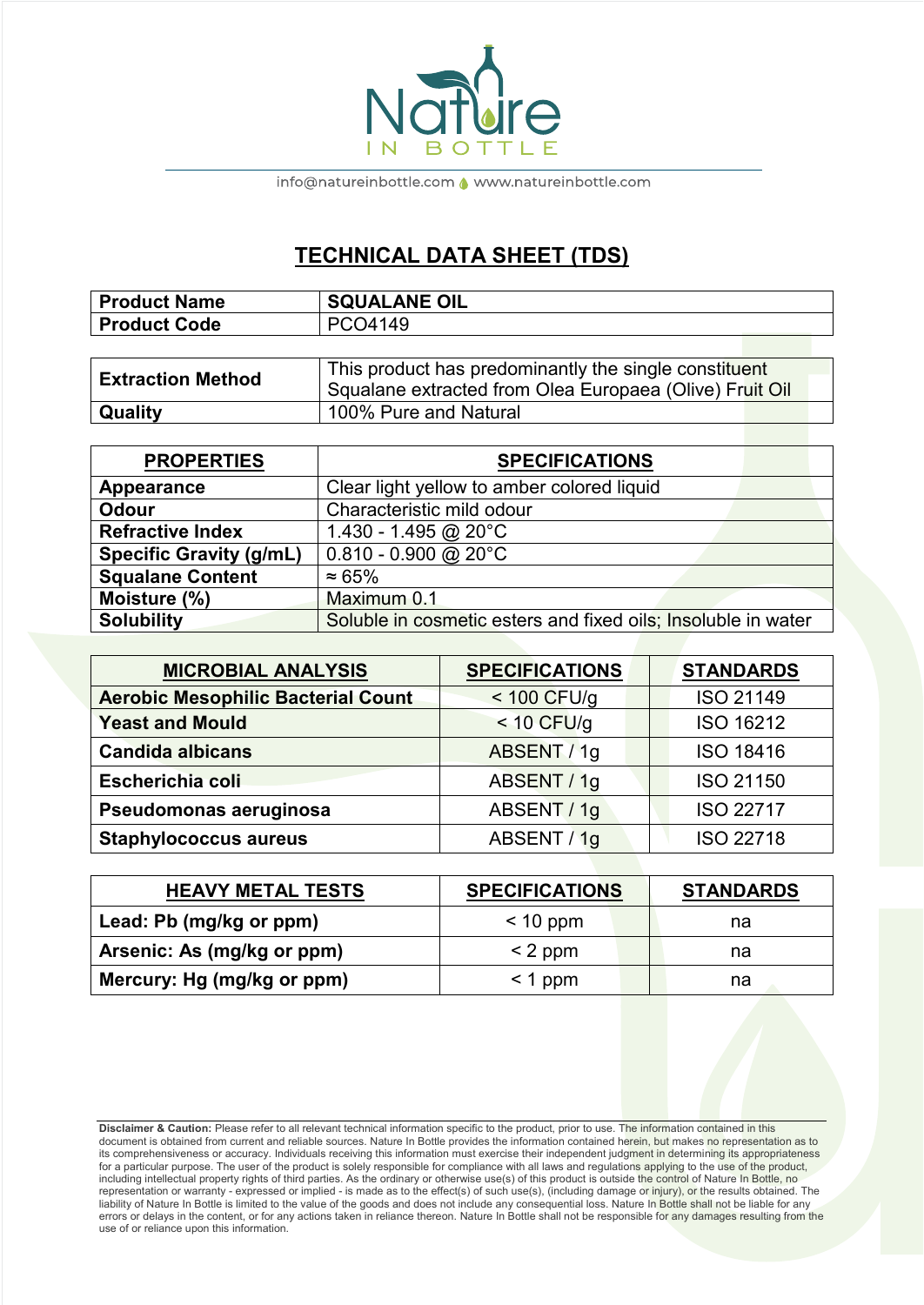Nature IN BOTTLE

info@natureinbottle.com www.natureinbottle.com

# TECHNICAL DATA SHEET (TDS)

| | |
|---|---|
| **Product Name** | **SQUALANE OIL** |
| **Product Code** | PCO4149 |

| | |
|---|---|
| **Extraction Method** | This product has predominantly the single constituent Squalane extracted from Olea Europaea (Olive) Fruit Oil |
| **Quality** | 100% Pure and Natural |

| **PROPERTIES** | **SPECIFICATIONS** |
|---|---|
| **Appearance** | Clear light yellow to amber colored liquid |
| **Odour** | Characteristic mild odour |
| **Refractive Index** | 1.430 - 1.495 @ 20°C |
| **Specific Gravity (g/mL)** | 0.810 - 0.900 @ 20°C |
| **Squalane Content** | ≈ 65% |
| **Moisture (%)** | Maximum 0.1 |
| **Solubility** | Soluble in cosmetic esters and fixed oils; Insoluble in water |

| **MICROBIAL ANALYSIS** | **SPECIFICATIONS** | **STANDARDS** |
|---|---|---|
| **Aerobic Mesophilic Bacterial Count** | < 100 CFU/g | ISO 21149 |
| **Yeast and Mould** | < 10 CFU/g | ISO 16212 |
| **Candida albicans** | ABSENT / 1g | ISO 18416 |
| **Escherichia coli** | ABSENT / 1g | ISO 21150 |
| **Pseudomonas aeruginosa** | ABSENT / 1g | ISO 22717 |
| **Staphylococcus aureus** | ABSENT / 1g | ISO 22718 |

| **HEAVY METAL TESTS** | **SPECIFICATIONS** | **STANDARDS** |
|---|---|---|
| **Lead: Pb (mg/kg or ppm)** | < 10 ppm | na |
| **Arsenic: As (mg/kg or ppm)** | < 2 ppm | na |
| **Mercury: Hg (mg/kg or ppm)** | < 1 ppm | na |

**Disclaimer & Caution:** Please refer to all relevant technical information specific to the product, prior to use. The information contained in this document is obtained from current and reliable sources. Nature In Bottle provides the information contained herein, but makes no representation as to its comprehensiveness or accuracy. Individuals receiving this information must exercise their independent judgment in determining its appropriateness for a particular purpose. The user of the product is solely responsible for compliance with all laws and regulations applying to the use of the product, including intellectual property rights of third parties. As the ordinary or otherwise use(s) of this product is outside the control of Nature In Bottle, no representation or warranty - expressed or implied - is made as to the effect(s) of such use(s), (including damage or injury), or the results obtained. The liability of Nature In Bottle is limited to the value of the goods and does not include any consequential loss. Nature In Bottle shall not be liable for any errors or delays in the content, or for any actions taken in reliance thereon. Nature In Bottle shall not be responsible for any damages resulting from the use of or reliance upon this information.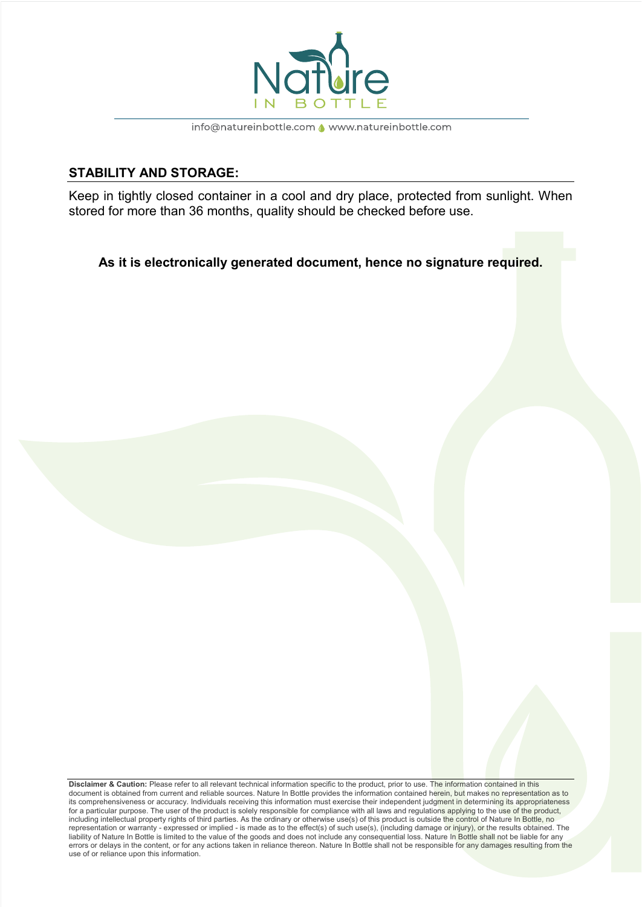## STABILITY AND STORAGE:

Keep in tightly closed container in a cool and dry place, protected from sunlight. When stored for more than 36 months, quality should be checked before use.

**As it is electronically generated document, hence no signature required.**

**Disclaimer & Caution:** Please refer to all relevant technical information specific to the product, prior to use. The information contained in this document is obtained from current and reliable sources. Nature In Bottle provides the information contained herein, but makes no representation as to its comprehensiveness or accuracy. Individuals receiving this information must exercise their independent judgment in determining its appropriateness for a particular purpose. The user of the product is solely responsible for compliance with all laws and regulations applying to the use of the product, including intellectual property rights of third parties. As the ordinary or otherwise use(s) of this product is outside the control of Nature In Bottle, no representation or warranty - expressed or implied - is made as to the effect(s) of such use(s), (including damage or injury), or the results obtained. The liability of Nature In Bottle is limited to the value of the goods and does not include any consequential loss. Nature In Bottle shall not be liable for any errors or delays in the content, or for any actions taken in reliance thereon. Nature In Bottle shall not be responsible for any damages resulting from the use of or reliance upon this information.